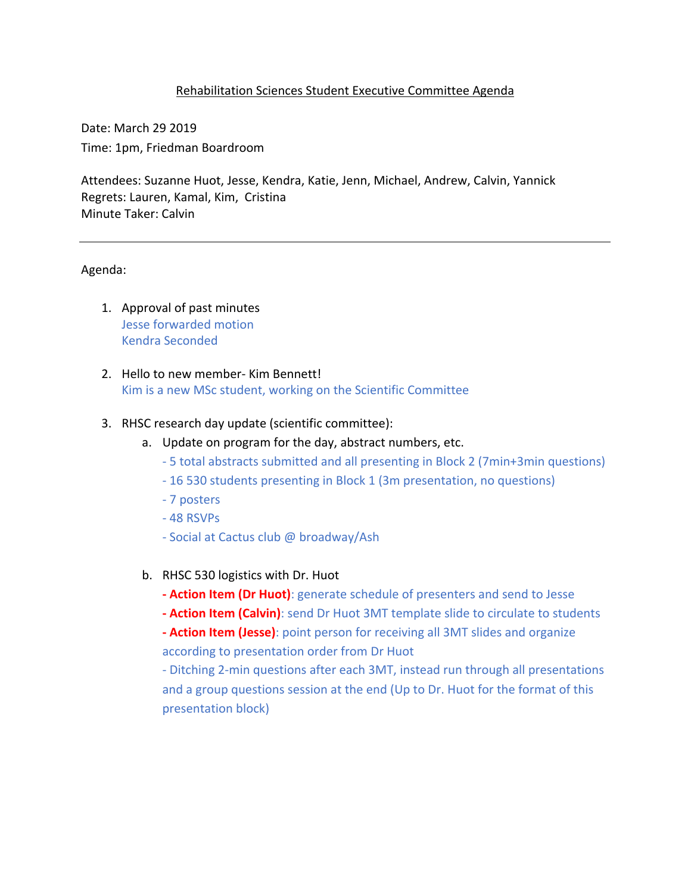# Rehabilitation Sciences Student Executive Committee Agenda

Date: March 29 2019
Time: 1pm, Friedman Boardroom

Attendees: Suzanne Huot, Jesse, Kendra, Katie, Jenn, Michael, Andrew, Calvin, Yannick
Regrets: Lauren, Kamal, Kim, Cristina
Minute Taker: Calvin

---

Agenda:

1. Approval of past minutes
   Jesse forwarded motion
   Kendra Seconded

2. Hello to new member- Kim Bennett!
   Kim is a new MSc student, working on the Scientific Committee

3. RHSC research day update (scientific committee):
   a. Update on program for the day, abstract numbers, etc.
      - 5 total abstracts submitted and all presenting in Block 2 (7min+3min questions)
      - 16 530 students presenting in Block 1 (3m presentation, no questions)
      - 7 posters
      - 48 RSVPs
      - Social at Cactus club @ broadway/Ash

   b. RHSC 530 logistics with Dr. Huot
      **- Action Item (Dr Huot)**: generate schedule of presenters and send to Jesse
      **- Action Item (Calvin)**: send Dr Huot 3MT template slide to circulate to students
      **- Action Item (Jesse)**: point person for receiving all 3MT slides and organize according to presentation order from Dr Huot
      - Ditching 2-min questions after each 3MT, instead run through all presentations and a group questions session at the end (Up to Dr. Huot for the format of this presentation block)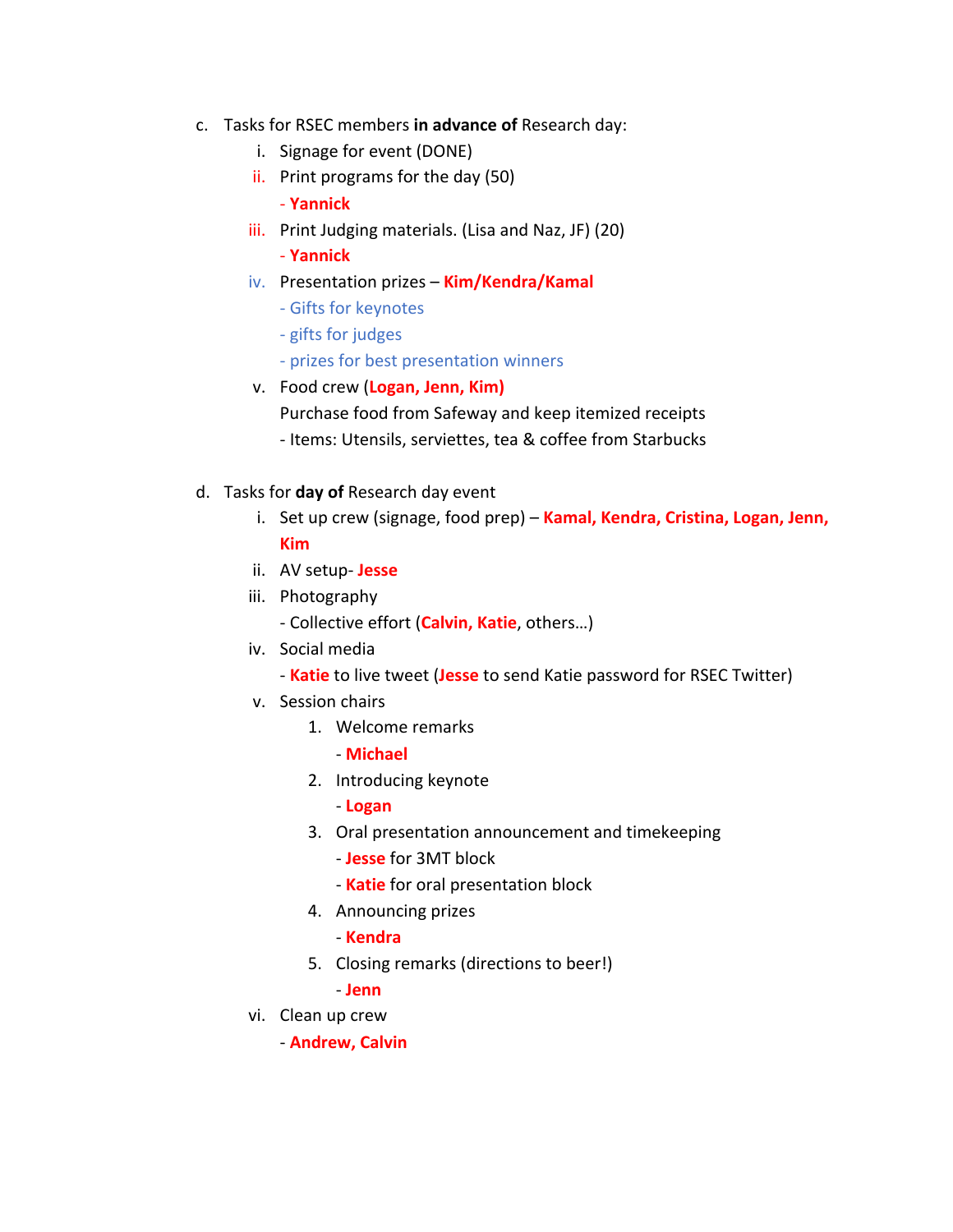c. Tasks for RSEC members **in advance of** Research day:

  i. Signage for event (DONE)

  ii. Print programs for the day (50)
    - **Yannick**

  iii. Print Judging materials. (Lisa and Naz, JF) (20)
    - **Yannick**

  iv. Presentation prizes – **Kim/Kendra/Kamal**
    - Gifts for keynotes
    - gifts for judges
    - prizes for best presentation winners

  v. Food crew (**Logan, Jenn, Kim)**
    Purchase food from Safeway and keep itemized receipts
    - Items: Utensils, serviettes, tea & coffee from Starbucks

d. Tasks for **day of** Research day event

  i. Set up crew (signage, food prep) – **Kamal, Kendra, Cristina, Logan, Jenn, Kim**

  ii. AV setup- **Jesse**

  iii. Photography
    - Collective effort (**Calvin, Katie**, others…)

  iv. Social media
    - **Katie** to live tweet (**Jesse** to send Katie password for RSEC Twitter)

  v. Session chairs
    1. Welcome remarks
      - **Michael**
    2. Introducing keynote
      - **Logan**
    3. Oral presentation announcement and timekeeping
      - **Jesse** for 3MT block
      - **Katie** for oral presentation block
    4. Announcing prizes
      - **Kendra**
    5. Closing remarks (directions to beer!)
      - **Jenn**

  vi. Clean up crew
    - **Andrew, Calvin**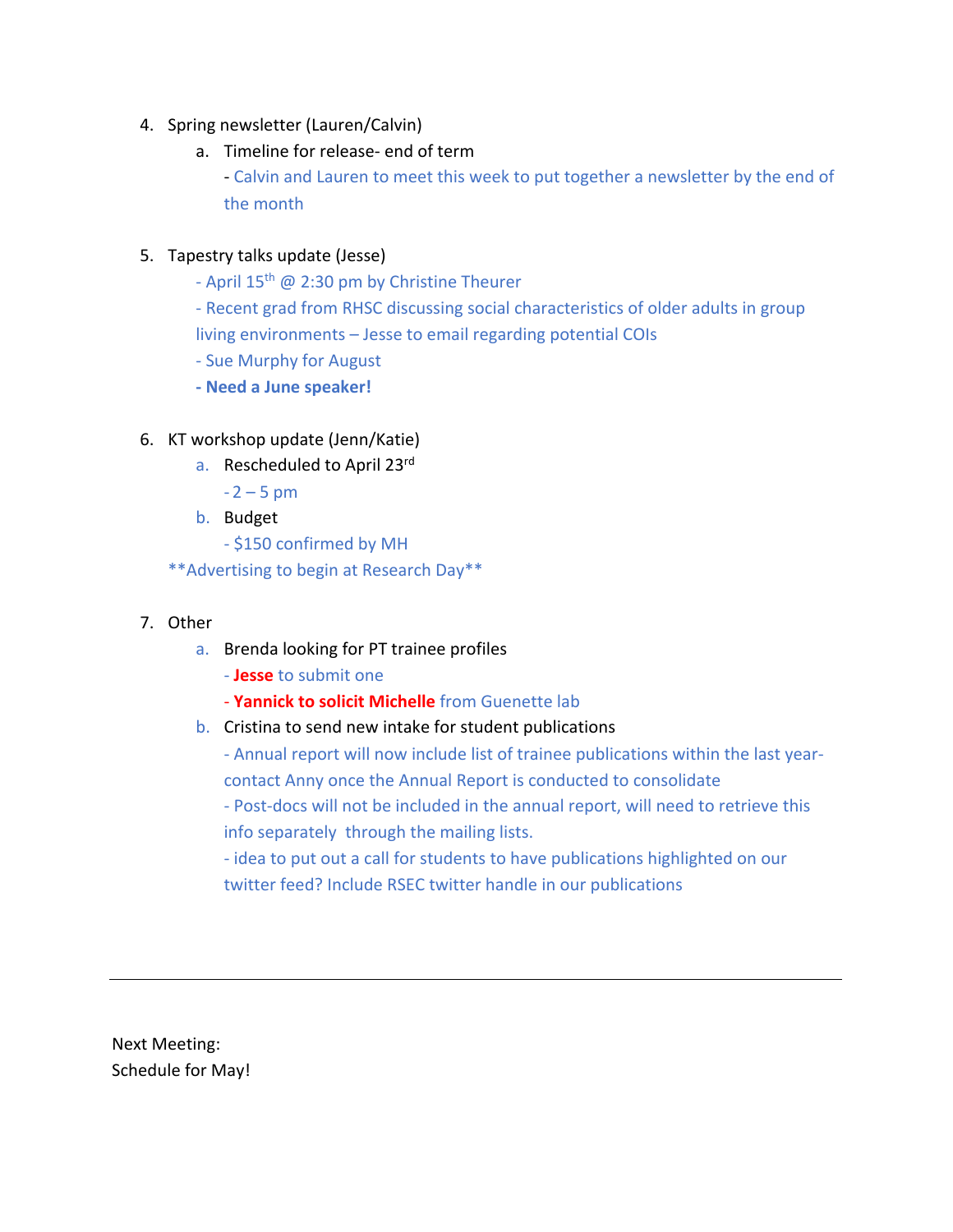4. Spring newsletter (Lauren/Calvin)
    a. Timeline for release- end of term
        - Calvin and Lauren to meet this week to put together a newsletter by the end of the month

5. Tapestry talks update (Jesse)
    - April 15th @ 2:30 pm by Christine Theurer
    - Recent grad from RHSC discussing social characteristics of older adults in group living environments – Jesse to email regarding potential COIs
    - Sue Murphy for August
    - **Need a June speaker!**

6. KT workshop update (Jenn/Katie)
    a. Rescheduled to April 23rd
        - 2 – 5 pm
    b. Budget
        - $150 confirmed by MH

    **Advertising to begin at Research Day**

7. Other
    a. Brenda looking for PT trainee profiles
        - **Jesse** to submit one
        - **Yannick to solicit Michelle** from Guenette lab
    b. Cristina to send new intake for student publications
        - Annual report will now include list of trainee publications within the last year- contact Anny once the Annual Report is conducted to consolidate
        - Post-docs will not be included in the annual report, will need to retrieve this info separately through the mailing lists.
        - idea to put out a call for students to have publications highlighted on our twitter feed? Include RSEC twitter handle in our publications

---

Next Meeting:
Schedule for May!